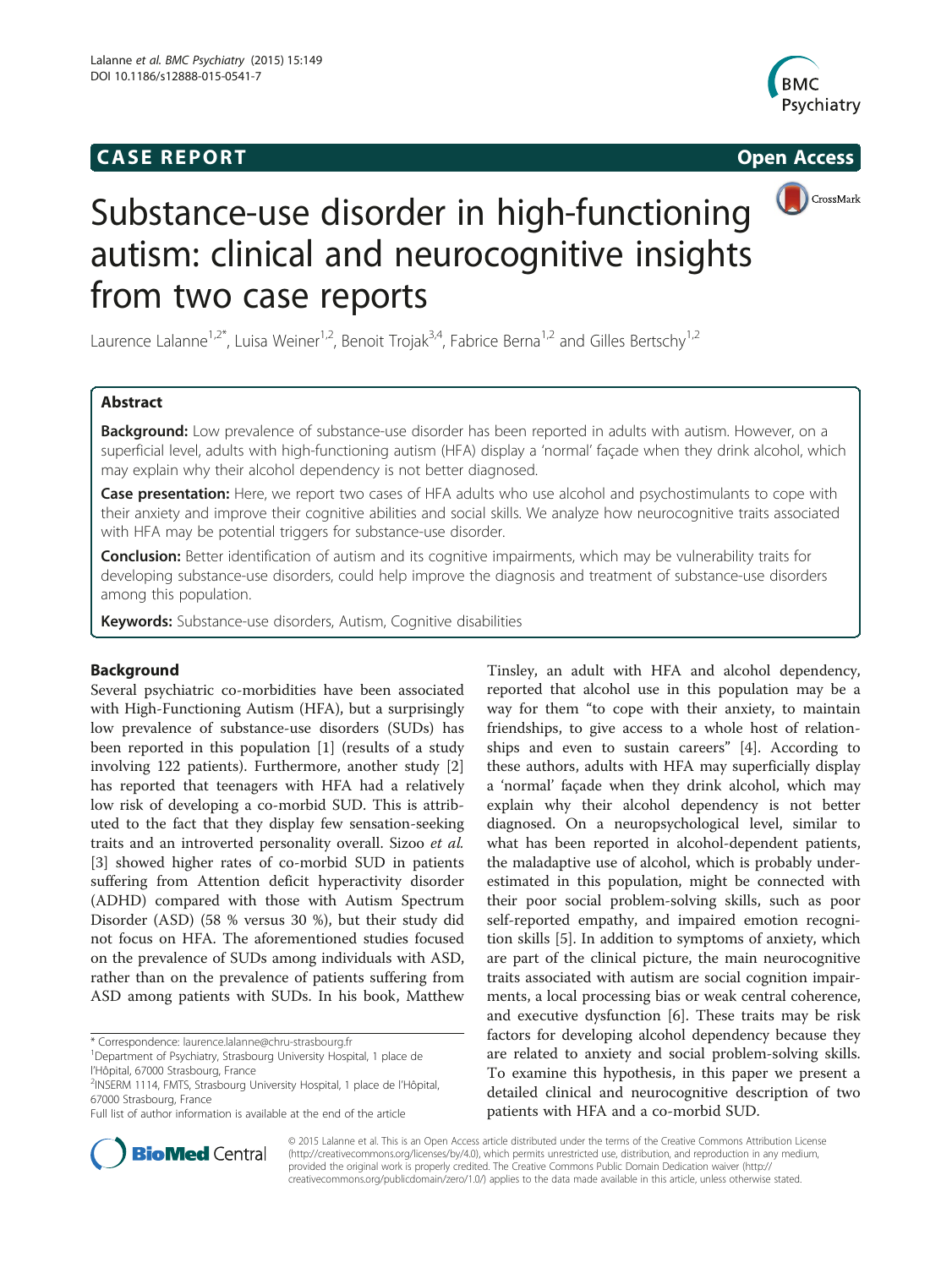**CASE REPORT** **Open Access**

# Substance-use disorder in high-functioning autism: clinical and neurocognitive insights from two case reports

Laurence Lalanne[1,2*], Luisa Weiner[1,2], Benoit Trojak[3,4], Fabrice Berna[1,2] and Gilles Bertschy[1,2]

## Abstract

**Background:** Low prevalence of substance-use disorder has been reported in adults with autism. However, on a superficial level, adults with high-functioning autism (HFA) display a 'normal' façade when they drink alcohol, which may explain why their alcohol dependency is not better diagnosed.

**Case presentation:** Here, we report two cases of HFA adults who use alcohol and psychostimulants to cope with their anxiety and improve their cognitive abilities and social skills. We analyze how neurocognitive traits associated with HFA may be potential triggers for substance-use disorder.

**Conclusion:** Better identification of autism and its cognitive impairments, which may be vulnerability traits for developing substance-use disorders, could help improve the diagnosis and treatment of substance-use disorders among this population.

**Keywords:** Substance-use disorders, Autism, Cognitive disabilities

## Background

Several psychiatric co-morbidities have been associated with High-Functioning Autism (HFA), but a surprisingly low prevalence of substance-use disorders (SUDs) has been reported in this population [1] (results of a study involving 122 patients). Furthermore, another study [2] has reported that teenagers with HFA had a relatively low risk of developing a co-morbid SUD. This is attributed to the fact that they display few sensation-seeking traits and an introverted personality overall. Sizoo *et al.* [3] showed higher rates of co-morbid SUD in patients suffering from Attention deficit hyperactivity disorder (ADHD) compared with those with Autism Spectrum Disorder (ASD) (58 % versus 30 %), but their study did not focus on HFA. The aforementioned studies focused on the prevalence of SUDs among individuals with ASD, rather than on the prevalence of patients suffering from ASD among patients with SUDs. In his book, Matthew Tinsley, an adult with HFA and alcohol dependency, reported that alcohol use in this population may be a way for them "to cope with their anxiety, to maintain friendships, to give access to a whole host of relationships and even to sustain careers" [4]. According to these authors, adults with HFA may superficially display a 'normal' façade when they drink alcohol, which may explain why their alcohol dependency is not better diagnosed. On a neuropsychological level, similar to what has been reported in alcohol-dependent patients, the maladaptive use of alcohol, which is probably underestimated in this population, might be connected with their poor social problem-solving skills, such as poor self-reported empathy, and impaired emotion recognition skills [5]. In addition to symptoms of anxiety, which are part of the clinical picture, the main neurocognitive traits associated with autism are social cognition impairments, a local processing bias or weak central coherence, and executive dysfunction [6]. These traits may be risk factors for developing alcohol dependency because they are related to anxiety and social problem-solving skills. To examine this hypothesis, in this paper we present a detailed clinical and neurocognitive description of two patients with HFA and a co-morbid SUD.

\* Correspondence: laurence.lalanne@chru-strasbourg.fr
[1]Department of Psychiatry, Strasbourg University Hospital, 1 place de l'Hôpital, 67000 Strasbourg, France
[2]INSERM 1114, FMTS, Strasbourg University Hospital, 1 place de l'Hôpital, 67000 Strasbourg, France
Full list of author information is available at the end of the article

© 2015 Lalanne et al. This is an Open Access article distributed under the terms of the Creative Commons Attribution License (http://creativecommons.org/licenses/by/4.0), which permits unrestricted use, distribution, and reproduction in any medium, provided the original work is properly credited. The Creative Commons Public Domain Dedication waiver (http://creativecommons.org/publicdomain/zero/1.0/) applies to the data made available in this article, unless otherwise stated.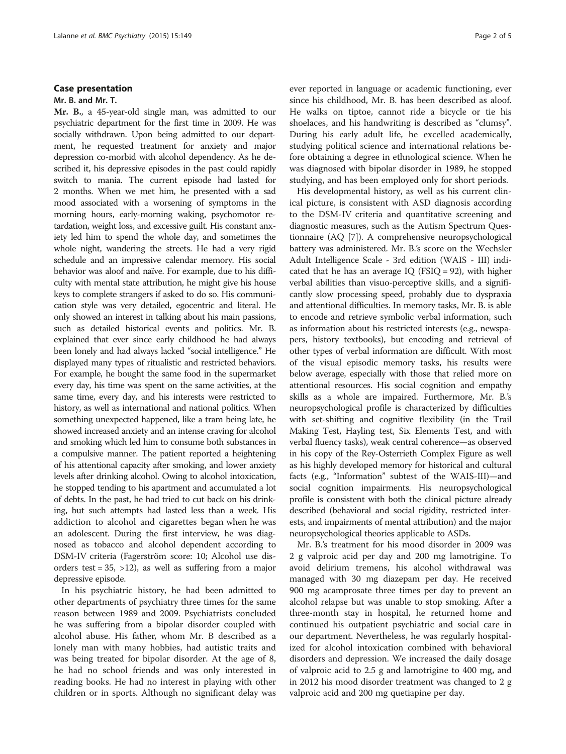## Case presentation

### Mr. B. and Mr. T.

**Mr. B.**, a 45-year-old single man, was admitted to our psychiatric department for the first time in 2009. He was socially withdrawn. Upon being admitted to our department, he requested treatment for anxiety and major depression co-morbid with alcohol dependency. As he described it, his depressive episodes in the past could rapidly switch to mania. The current episode had lasted for 2 months. When we met him, he presented with a sad mood associated with a worsening of symptoms in the morning hours, early-morning waking, psychomotor retardation, weight loss, and excessive guilt. His constant anxiety led him to spend the whole day, and sometimes the whole night, wandering the streets. He had a very rigid schedule and an impressive calendar memory. His social behavior was aloof and naïve. For example, due to his difficulty with mental state attribution, he might give his house keys to complete strangers if asked to do so. His communication style was very detailed, egocentric and literal. He only showed an interest in talking about his main passions, such as detailed historical events and politics. Mr. B. explained that ever since early childhood he had always been lonely and had always lacked "social intelligence." He displayed many types of ritualistic and restricted behaviors. For example, he bought the same food in the supermarket every day, his time was spent on the same activities, at the same time, every day, and his interests were restricted to history, as well as international and national politics. When something unexpected happened, like a tram being late, he showed increased anxiety and an intense craving for alcohol and smoking which led him to consume both substances in a compulsive manner. The patient reported a heightening of his attentional capacity after smoking, and lower anxiety levels after drinking alcohol. Owing to alcohol intoxication, he stopped tending to his apartment and accumulated a lot of debts. In the past, he had tried to cut back on his drinking, but such attempts had lasted less than a week. His addiction to alcohol and cigarettes began when he was an adolescent. During the first interview, he was diagnosed as tobacco and alcohol dependent according to DSM-IV criteria (Fagerström score: 10; Alcohol use disorders test = 35, >12), as well as suffering from a major depressive episode.

In his psychiatric history, he had been admitted to other departments of psychiatry three times for the same reason between 1989 and 2009. Psychiatrists concluded he was suffering from a bipolar disorder coupled with alcohol abuse. His father, whom Mr. B described as a lonely man with many hobbies, had autistic traits and was being treated for bipolar disorder. At the age of 8, he had no school friends and was only interested in reading books. He had no interest in playing with other children or in sports. Although no significant delay was ever reported in language or academic functioning, ever since his childhood, Mr. B. has been described as aloof. He walks on tiptoe, cannot ride a bicycle or tie his shoelaces, and his handwriting is described as "clumsy". During his early adult life, he excelled academically, studying political science and international relations before obtaining a degree in ethnological science. When he was diagnosed with bipolar disorder in 1989, he stopped studying, and has been employed only for short periods.

His developmental history, as well as his current clinical picture, is consistent with ASD diagnosis according to the DSM-IV criteria and quantitative screening and diagnostic measures, such as the Autism Spectrum Questionnaire (AQ [7]). A comprehensive neuropsychological battery was administered. Mr. B.'s score on the Wechsler Adult Intelligence Scale - 3rd edition (WAIS - III) indicated that he has an average IQ (FSIQ = 92), with higher verbal abilities than visuo-perceptive skills, and a significantly slow processing speed, probably due to dyspraxia and attentional difficulties. In memory tasks, Mr. B. is able to encode and retrieve symbolic verbal information, such as information about his restricted interests (e.g., newspapers, history textbooks), but encoding and retrieval of other types of verbal information are difficult. With most of the visual episodic memory tasks, his results were below average, especially with those that relied more on attentional resources. His social cognition and empathy skills as a whole are impaired. Furthermore, Mr. B.'s neuropsychological profile is characterized by difficulties with set-shifting and cognitive flexibility (in the Trail Making Test, Hayling test, Six Elements Test, and with verbal fluency tasks), weak central coherence—as observed in his copy of the Rey-Osterrieth Complex Figure as well as his highly developed memory for historical and cultural facts (e.g., "Information" subtest of the WAIS-III)—and social cognition impairments. His neuropsychological profile is consistent with both the clinical picture already described (behavioral and social rigidity, restricted interests, and impairments of mental attribution) and the major neuropsychological theories applicable to ASDs.

Mr. B.'s treatment for his mood disorder in 2009 was 2 g valproic acid per day and 200 mg lamotrigine. To avoid delirium tremens, his alcohol withdrawal was managed with 30 mg diazepam per day. He received 900 mg acamprosate three times per day to prevent an alcohol relapse but was unable to stop smoking. After a three-month stay in hospital, he returned home and continued his outpatient psychiatric and social care in our department. Nevertheless, he was regularly hospitalized for alcohol intoxication combined with behavioral disorders and depression. We increased the daily dosage of valproic acid to 2.5 g and lamotrigine to 400 mg, and in 2012 his mood disorder treatment was changed to 2 g valproic acid and 200 mg quetiapine per day.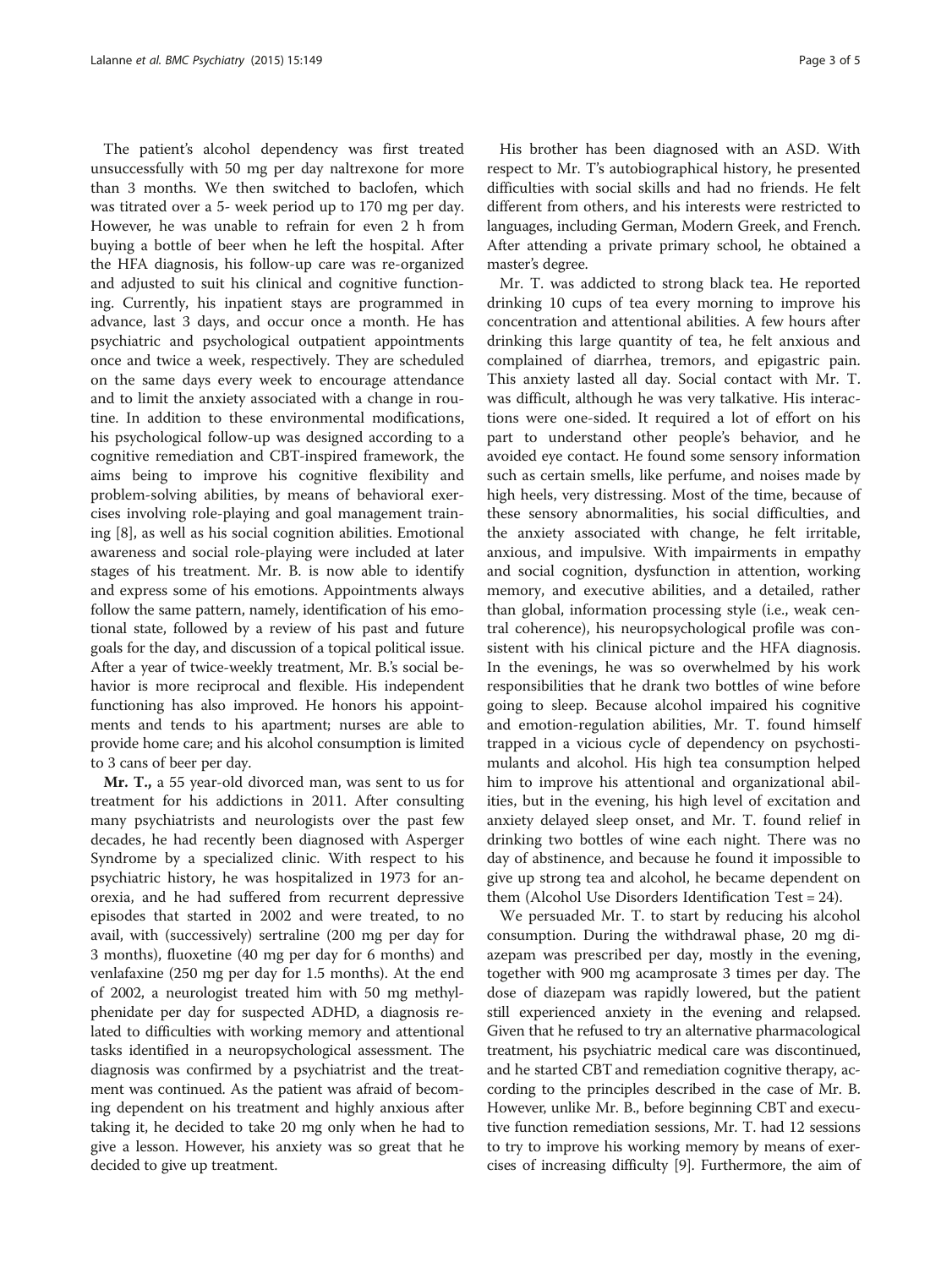The patient's alcohol dependency was first treated unsuccessfully with 50 mg per day naltrexone for more than 3 months. We then switched to baclofen, which was titrated over a 5- week period up to 170 mg per day. However, he was unable to refrain for even 2 h from buying a bottle of beer when he left the hospital. After the HFA diagnosis, his follow-up care was re-organized and adjusted to suit his clinical and cognitive functioning. Currently, his inpatient stays are programmed in advance, last 3 days, and occur once a month. He has psychiatric and psychological outpatient appointments once and twice a week, respectively. They are scheduled on the same days every week to encourage attendance and to limit the anxiety associated with a change in routine. In addition to these environmental modifications, his psychological follow-up was designed according to a cognitive remediation and CBT-inspired framework, the aims being to improve his cognitive flexibility and problem-solving abilities, by means of behavioral exercises involving role-playing and goal management training [8], as well as his social cognition abilities. Emotional awareness and social role-playing were included at later stages of his treatment. Mr. B. is now able to identify and express some of his emotions. Appointments always follow the same pattern, namely, identification of his emotional state, followed by a review of his past and future goals for the day, and discussion of a topical political issue. After a year of twice-weekly treatment, Mr. B.'s social behavior is more reciprocal and flexible. His independent functioning has also improved. He honors his appointments and tends to his apartment; nurses are able to provide home care; and his alcohol consumption is limited to 3 cans of beer per day.

**Mr. T.**, a 55 year-old divorced man, was sent to us for treatment for his addictions in 2011. After consulting many psychiatrists and neurologists over the past few decades, he had recently been diagnosed with Asperger Syndrome by a specialized clinic. With respect to his psychiatric history, he was hospitalized in 1973 for anorexia, and he had suffered from recurrent depressive episodes that started in 2002 and were treated, to no avail, with (successively) sertraline (200 mg per day for 3 months), fluoxetine (40 mg per day for 6 months) and venlafaxine (250 mg per day for 1.5 months). At the end of 2002, a neurologist treated him with 50 mg methylphenidate per day for suspected ADHD, a diagnosis related to difficulties with working memory and attentional tasks identified in a neuropsychological assessment. The diagnosis was confirmed by a psychiatrist and the treatment was continued. As the patient was afraid of becoming dependent on his treatment and highly anxious after taking it, he decided to take 20 mg only when he had to give a lesson. However, his anxiety was so great that he decided to give up treatment.

His brother has been diagnosed with an ASD. With respect to Mr. T's autobiographical history, he presented difficulties with social skills and had no friends. He felt different from others, and his interests were restricted to languages, including German, Modern Greek, and French. After attending a private primary school, he obtained a master's degree.

Mr. T. was addicted to strong black tea. He reported drinking 10 cups of tea every morning to improve his concentration and attentional abilities. A few hours after drinking this large quantity of tea, he felt anxious and complained of diarrhea, tremors, and epigastric pain. This anxiety lasted all day. Social contact with Mr. T. was difficult, although he was very talkative. His interactions were one-sided. It required a lot of effort on his part to understand other people's behavior, and he avoided eye contact. He found some sensory information such as certain smells, like perfume, and noises made by high heels, very distressing. Most of the time, because of these sensory abnormalities, his social difficulties, and the anxiety associated with change, he felt irritable, anxious, and impulsive. With impairments in empathy and social cognition, dysfunction in attention, working memory, and executive abilities, and a detailed, rather than global, information processing style (i.e., weak central coherence), his neuropsychological profile was consistent with his clinical picture and the HFA diagnosis. In the evenings, he was so overwhelmed by his work responsibilities that he drank two bottles of wine before going to sleep. Because alcohol impaired his cognitive and emotion-regulation abilities, Mr. T. found himself trapped in a vicious cycle of dependency on psychostimulants and alcohol. His high tea consumption helped him to improve his attentional and organizational abilities, but in the evening, his high level of excitation and anxiety delayed sleep onset, and Mr. T. found relief in drinking two bottles of wine each night. There was no day of abstinence, and because he found it impossible to give up strong tea and alcohol, he became dependent on them (Alcohol Use Disorders Identification Test = 24).

We persuaded Mr. T. to start by reducing his alcohol consumption. During the withdrawal phase, 20 mg diazepam was prescribed per day, mostly in the evening, together with 900 mg acamprosate 3 times per day. The dose of diazepam was rapidly lowered, but the patient still experienced anxiety in the evening and relapsed. Given that he refused to try an alternative pharmacological treatment, his psychiatric medical care was discontinued, and he started CBT and remediation cognitive therapy, according to the principles described in the case of Mr. B. However, unlike Mr. B., before beginning CBT and executive function remediation sessions, Mr. T. had 12 sessions to try to improve his working memory by means of exercises of increasing difficulty [9]. Furthermore, the aim of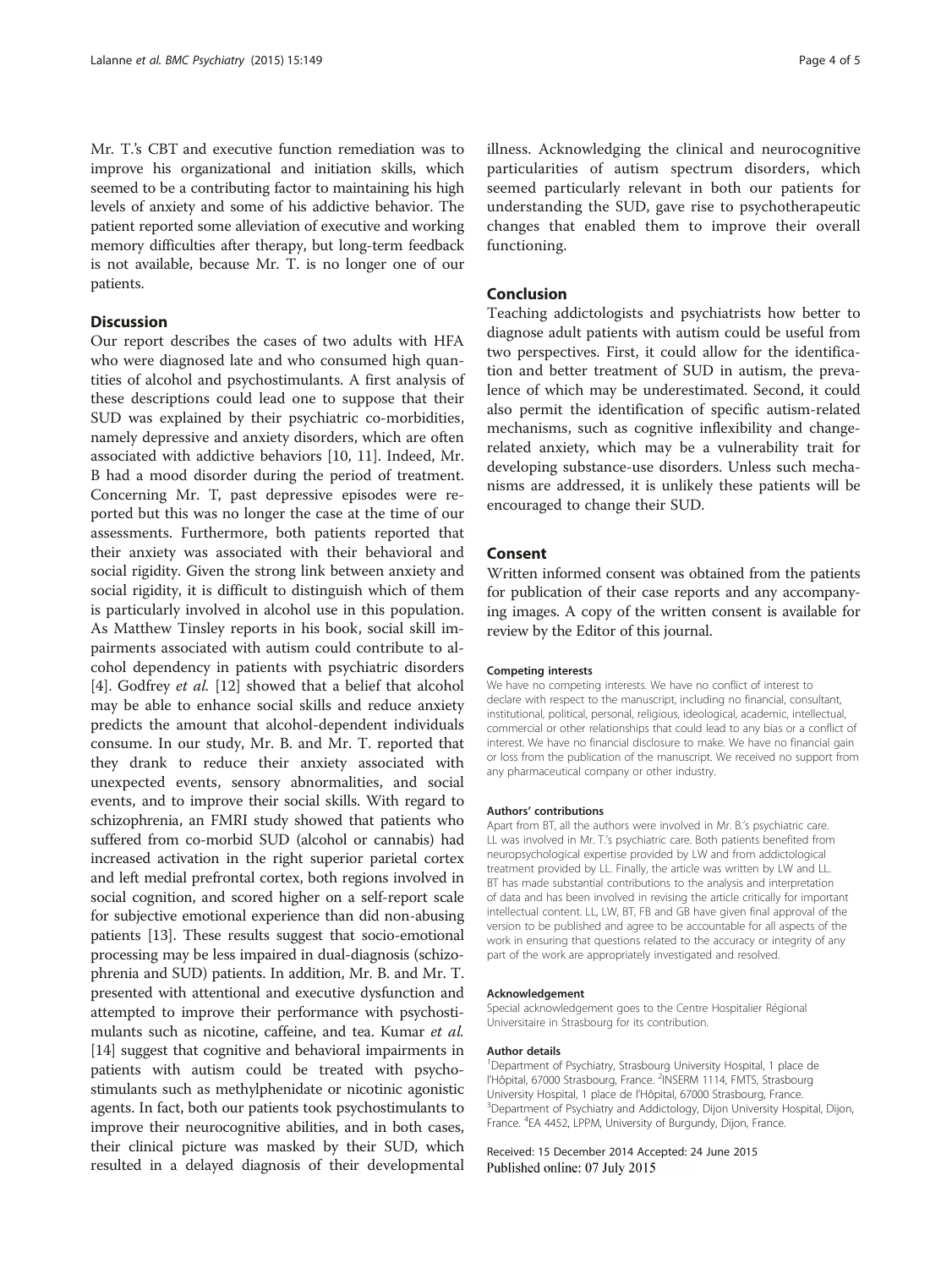Mr. T.'s CBT and executive function remediation was to improve his organizational and initiation skills, which seemed to be a contributing factor to maintaining his high levels of anxiety and some of his addictive behavior. The patient reported some alleviation of executive and working memory difficulties after therapy, but long-term feedback is not available, because Mr. T. is no longer one of our patients.

## Discussion

Our report describes the cases of two adults with HFA who were diagnosed late and who consumed high quantities of alcohol and psychostimulants. A first analysis of these descriptions could lead one to suppose that their SUD was explained by their psychiatric co-morbidities, namely depressive and anxiety disorders, which are often associated with addictive behaviors [10, 11]. Indeed, Mr. B had a mood disorder during the period of treatment. Concerning Mr. T, past depressive episodes were reported but this was no longer the case at the time of our assessments. Furthermore, both patients reported that their anxiety was associated with their behavioral and social rigidity. Given the strong link between anxiety and social rigidity, it is difficult to distinguish which of them is particularly involved in alcohol use in this population. As Matthew Tinsley reports in his book, social skill impairments associated with autism could contribute to alcohol dependency in patients with psychiatric disorders [4]. Godfrey *et al.* [12] showed that a belief that alcohol may be able to enhance social skills and reduce anxiety predicts the amount that alcohol-dependent individuals consume. In our study, Mr. B. and Mr. T. reported that they drank to reduce their anxiety associated with unexpected events, sensory abnormalities, and social events, and to improve their social skills. With regard to schizophrenia, an FMRI study showed that patients who suffered from co-morbid SUD (alcohol or cannabis) had increased activation in the right superior parietal cortex and left medial prefrontal cortex, both regions involved in social cognition, and scored higher on a self-report scale for subjective emotional experience than did non-abusing patients [13]. These results suggest that socio-emotional processing may be less impaired in dual-diagnosis (schizophrenia and SUD) patients. In addition, Mr. B. and Mr. T. presented with attentional and executive dysfunction and attempted to improve their performance with psychostimulants such as nicotine, caffeine, and tea. Kumar *et al.* [14] suggest that cognitive and behavioral impairments in patients with autism could be treated with psychostimulants such as methylphenidate or nicotinic agonistic agents. In fact, both our patients took psychostimulants to improve their neurocognitive abilities, and in both cases, their clinical picture was masked by their SUD, which resulted in a delayed diagnosis of their developmental illness. Acknowledging the clinical and neurocognitive particularities of autism spectrum disorders, which seemed particularly relevant in both our patients for understanding the SUD, gave rise to psychotherapeutic changes that enabled them to improve their overall functioning.

## Conclusion

Teaching addictologists and psychiatrists how better to diagnose adult patients with autism could be useful from two perspectives. First, it could allow for the identification and better treatment of SUD in autism, the prevalence of which may be underestimated. Second, it could also permit the identification of specific autism-related mechanisms, such as cognitive inflexibility and change-related anxiety, which may be a vulnerability trait for developing substance-use disorders. Unless such mechanisms are addressed, it is unlikely these patients will be encouraged to change their SUD.

## Consent

Written informed consent was obtained from the patients for publication of their case reports and any accompanying images. A copy of the written consent is available for review by the Editor of this journal.

#### Competing interests

We have no competing interests. We have no conflict of interest to declare with respect to the manuscript, including no financial, consultant, institutional, political, personal, religious, ideological, academic, intellectual, commercial or other relationships that could lead to any bias or a conflict of interest. We have no financial disclosure to make. We have no financial gain or loss from the publication of the manuscript. We received no support from any pharmaceutical company or other industry.

#### Authors' contributions

Apart from BT, all the authors were involved in Mr. B.'s psychiatric care. LL was involved in Mr. T.'s psychiatric care. Both patients benefited from neuropsychological expertise provided by LW and from addictological treatment provided by LL. Finally, the article was written by LW and LL. BT has made substantial contributions to the analysis and interpretation of data and has been involved in revising the article critically for important intellectual content. LL, LW, BT, FB and GB have given final approval of the version to be published and agree to be accountable for all aspects of the work in ensuring that questions related to the accuracy or integrity of any part of the work are appropriately investigated and resolved.

#### Acknowledgement

Special acknowledgement goes to the Centre Hospitalier Régional Universitaire in Strasbourg for its contribution.

#### Author details

[1]Department of Psychiatry, Strasbourg University Hospital, 1 place de l'Hôpital, 67000 Strasbourg, France. [2]INSERM 1114, FMTS, Strasbourg University Hospital, 1 place de l'Hôpital, 67000 Strasbourg, France. [3]Department of Psychiatry and Addictology, Dijon University Hospital, Dijon, France. [4]EA 4452, LPPM, University of Burgundy, Dijon, France.

Received: 15 December 2014 Accepted: 24 June 2015
Published online: 07 July 2015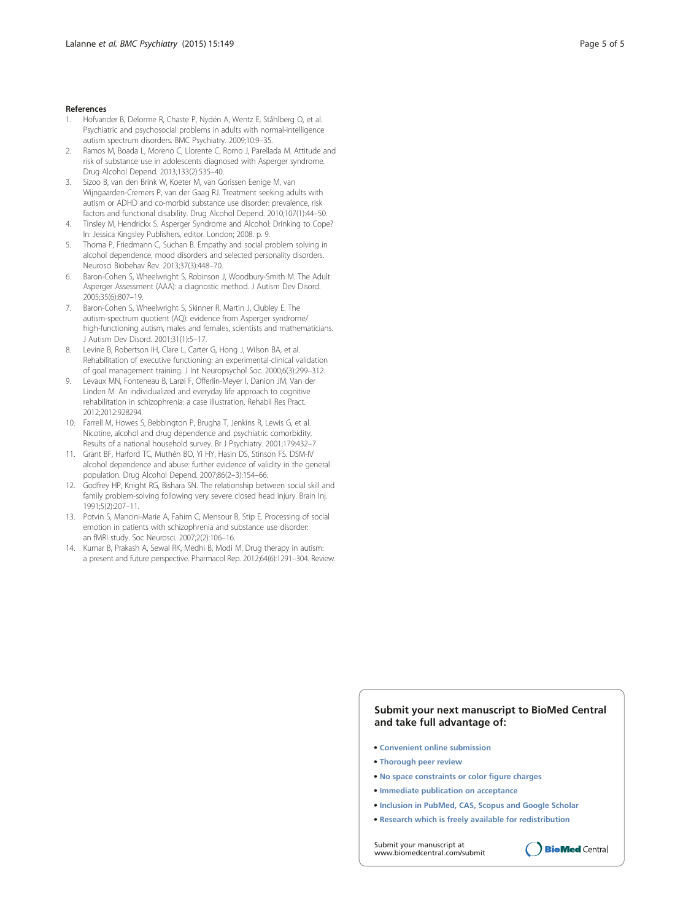## References

1. Hofvander B, Delorme R, Chaste P, Nydén A, Wentz E, Ståhlberg O, et al. Psychiatric and psychosocial problems in adults with normal-intelligence autism spectrum disorders. BMC Psychiatry. 2009;10:9–35.
2. Ramos M, Boada L, Moreno C, Llorente C, Romo J, Parellada M. Attitude and risk of substance use in adolescents diagnosed with Asperger syndrome. Drug Alcohol Depend. 2013;133(2):535–40.
3. Sizoo B, van den Brink W, Koeter M, van Gorissen Eenige M, van Wijngaarden-Cremers P, van der Gaag RJ. Treatment seeking adults with autism or ADHD and co-morbid substance use disorder: prevalence, risk factors and functional disability. Drug Alcohol Depend. 2010;107(1):44–50.
4. Tinsley M, Hendrickx S. Asperger Syndrome and Alcohol: Drinking to Cope? In: Jessica Kingsley Publishers, editor. London; 2008. p. 9.
5. Thoma P, Friedmann C, Suchan B. Empathy and social problem solving in alcohol dependence, mood disorders and selected personality disorders. Neurosci Biobehav Rev. 2013;37(3):448–70.
6. Baron-Cohen S, Wheelwright S, Robinson J, Woodbury-Smith M. The Adult Asperger Assessment (AAA): a diagnostic method. J Autism Dev Disord. 2005;35(6):807–19.
7. Baron-Cohen S, Wheelwright S, Skinner R, Martin J, Clubley E. The autism-spectrum quotient (AQ): evidence from Asperger syndrome/high-functioning autism, males and females, scientists and mathematicians. J Autism Dev Disord. 2001;31(1):5–17.
8. Levine B, Robertson IH, Clare L, Carter G, Hong J, Wilson BA, et al. Rehabilitation of executive functioning: an experimental-clinical validation of goal management training. J Int Neuropsychol Soc. 2000;6(3):299–312.
9. Levaux MN, Fonteneau B, Larøi F, Offerlin-Meyer I, Danion JM, Van der Linden M. An individualized and everyday life approach to cognitive rehabilitation in schizophrenia: a case illustration. Rehabil Res Pract. 2012;2012:928294.
10. Farrell M, Howes S, Bebbington P, Brugha T, Jenkins R, Lewis G, et al. Nicotine, alcohol and drug dependence and psychiatric comorbidity. Results of a national household survey. Br J Psychiatry. 2001;179:432–7.
11. Grant BF, Harford TC, Muthén BO, Yi HY, Hasin DS, Stinson FS. DSM-IV alcohol dependence and abuse: further evidence of validity in the general population. Drug Alcohol Depend. 2007;86(2–3):154–66.
12. Godfrey HP, Knight RG, Bishara SN. The relationship between social skill and family problem-solving following very severe closed head injury. Brain Inj. 1991;5(2):207–11.
13. Potvin S, Mancini-Marie A, Fahim C, Mensour B, Stip E. Processing of social emotion in patients with schizophrenia and substance use disorder: an fMRI study. Soc Neurosci. 2007;2(2):106–16.
14. Kumar B, Prakash A, Sewal RK, Medhi B, Modi M. Drug therapy in autism: a present and future perspective. Pharmacol Rep. 2012;64(6):1291–304. Review.

**Submit your next manuscript to BioMed Central and take full advantage of:**

- **Convenient online submission**
- **Thorough peer review**
- **No space constraints or color figure charges**
- **Immediate publication on acceptance**
- **Inclusion in PubMed, CAS, Scopus and Google Scholar**
- **Research which is freely available for redistribution**

Submit your manuscript at www.biomedcentral.com/submit

BioMed Central